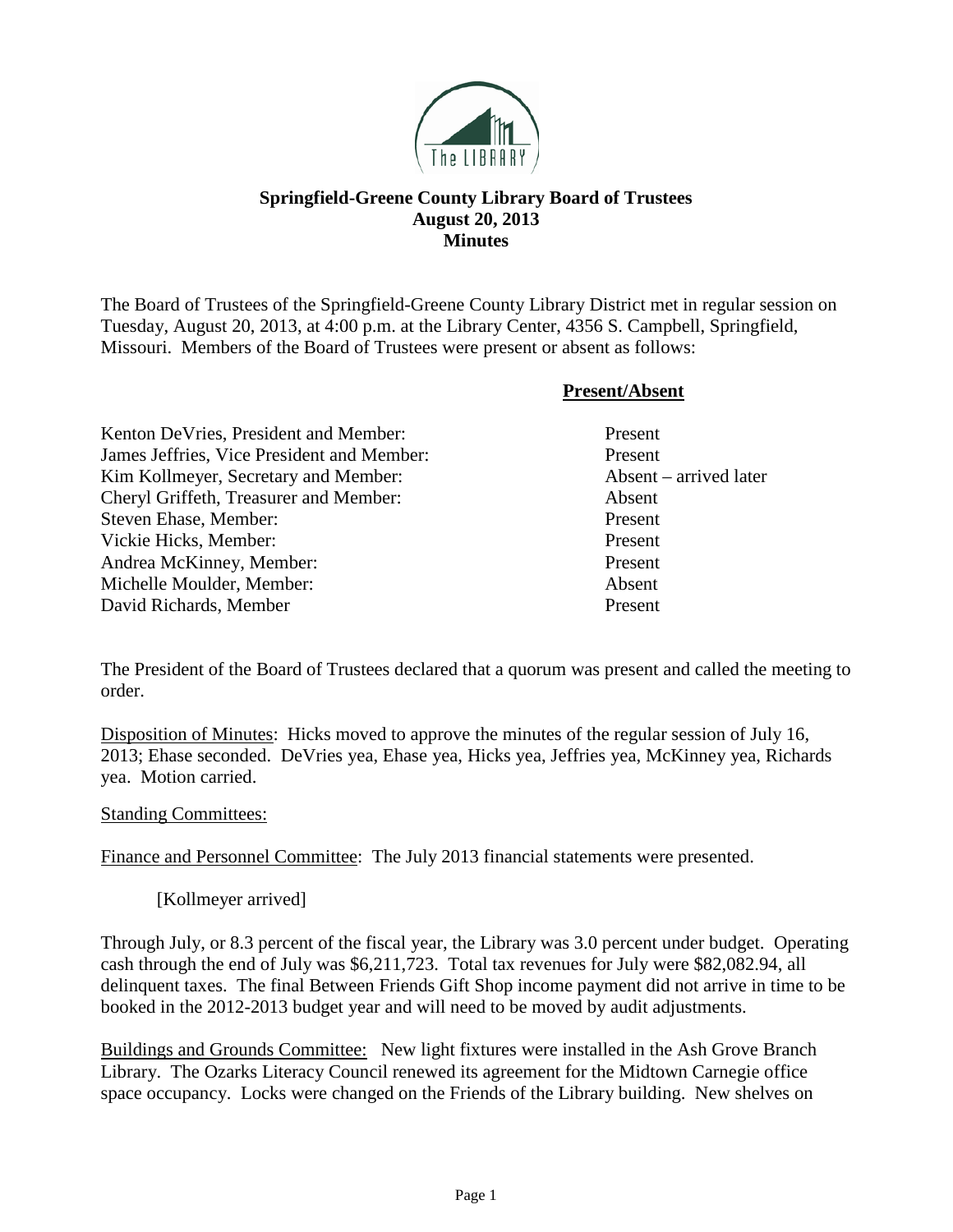# Springfield-Greene County Library Board of Trustees
## August 20, 2013
## Minutes

The Board of Trustees of the Springfield-Greene County Library District met in regular session on Tuesday, August 20, 2013, at 4:00 p.m. at the Library Center, 4356 S. Campbell, Springfield, Missouri. Members of the Board of Trustees were present or absent as follows:

| | **Present/Absent** |
|---|---|
| Kenton DeVries, President and Member: | Present |
| James Jeffries, Vice President and Member: | Present |
| Kim Kollmeyer, Secretary and Member: | Absent – arrived later |
| Cheryl Griffeth, Treasurer and Member: | Absent |
| Steven Ehase, Member: | Present |
| Vickie Hicks, Member: | Present |
| Andrea McKinney, Member: | Present |
| Michelle Moulder, Member: | Absent |
| David Richards, Member | Present |

The President of the Board of Trustees declared that a quorum was present and called the meeting to order.

Disposition of Minutes: Hicks moved to approve the minutes of the regular session of July 16, 2013; Ehase seconded. DeVries yea, Ehase yea, Hicks yea, Jeffries yea, McKinney yea, Richards yea. Motion carried.

Standing Committees:

Finance and Personnel Committee: The July 2013 financial statements were presented.

[Kollmeyer arrived]

Through July, or 8.3 percent of the fiscal year, the Library was 3.0 percent under budget. Operating cash through the end of July was $6,211,723. Total tax revenues for July were $82,082.94, all delinquent taxes. The final Between Friends Gift Shop income payment did not arrive in time to be booked in the 2012-2013 budget year and will need to be moved by audit adjustments.

Buildings and Grounds Committee: New light fixtures were installed in the Ash Grove Branch Library. The Ozarks Literacy Council renewed its agreement for the Midtown Carnegie office space occupancy. Locks were changed on the Friends of the Library building. New shelves on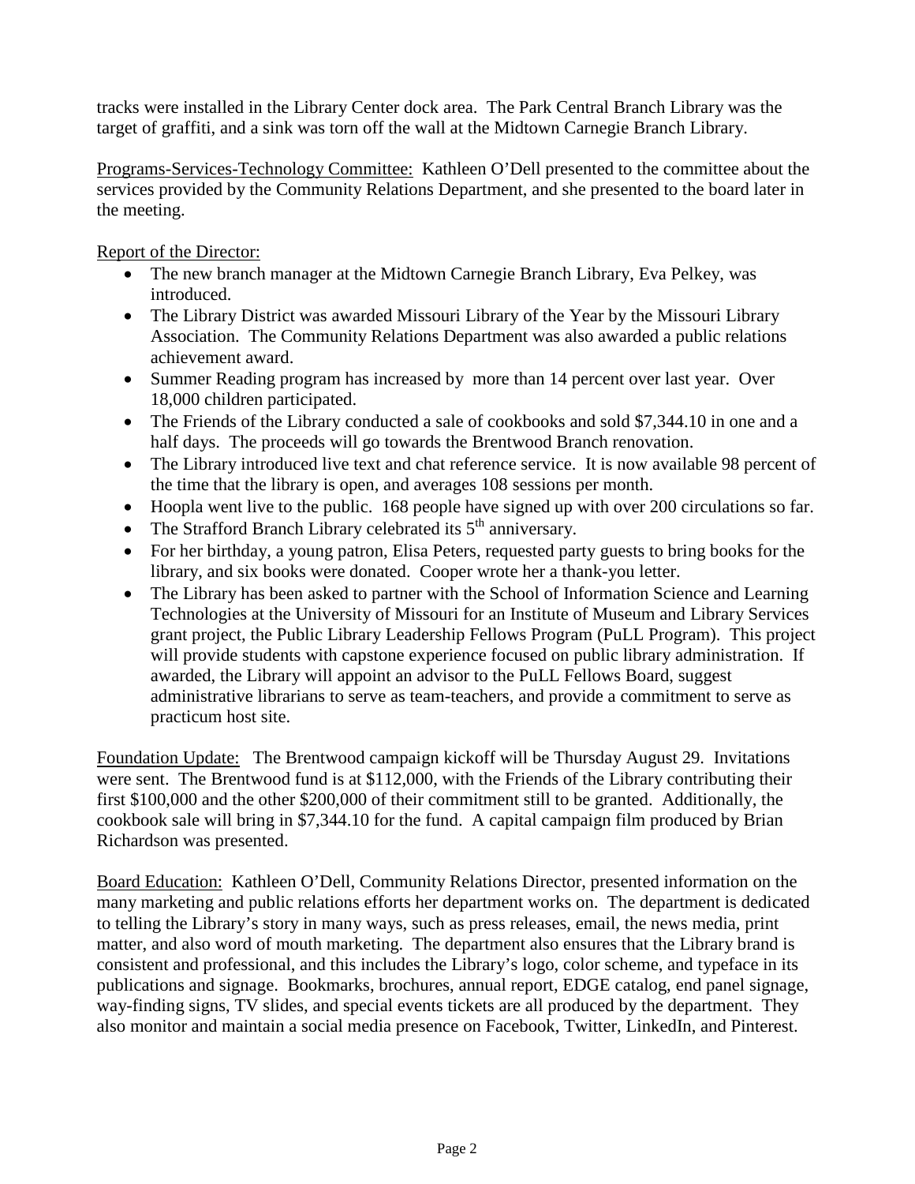tracks were installed in the Library Center dock area. The Park Central Branch Library was the target of graffiti, and a sink was torn off the wall at the Midtown Carnegie Branch Library.

<u>Programs-Services-Technology Committee:</u> Kathleen O'Dell presented to the committee about the services provided by the Community Relations Department, and she presented to the board later in the meeting.

<u>Report of the Director:</u>

- The new branch manager at the Midtown Carnegie Branch Library, Eva Pelkey, was introduced.
- The Library District was awarded Missouri Library of the Year by the Missouri Library Association. The Community Relations Department was also awarded a public relations achievement award.
- Summer Reading program has increased by more than 14 percent over last year. Over 18,000 children participated.
- The Friends of the Library conducted a sale of cookbooks and sold $7,344.10 in one and a half days. The proceeds will go towards the Brentwood Branch renovation.
- The Library introduced live text and chat reference service. It is now available 98 percent of the time that the library is open, and averages 108 sessions per month.
- Hoopla went live to the public. 168 people have signed up with over 200 circulations so far.
- The Strafford Branch Library celebrated its 5th anniversary.
- For her birthday, a young patron, Elisa Peters, requested party guests to bring books for the library, and six books were donated. Cooper wrote her a thank-you letter.
- The Library has been asked to partner with the School of Information Science and Learning Technologies at the University of Missouri for an Institute of Museum and Library Services grant project, the Public Library Leadership Fellows Program (PuLL Program). This project will provide students with capstone experience focused on public library administration. If awarded, the Library will appoint an advisor to the PuLL Fellows Board, suggest administrative librarians to serve as team-teachers, and provide a commitment to serve as practicum host site.

<u>Foundation Update:</u> The Brentwood campaign kickoff will be Thursday August 29. Invitations were sent. The Brentwood fund is at $112,000, with the Friends of the Library contributing their first $100,000 and the other $200,000 of their commitment still to be granted. Additionally, the cookbook sale will bring in $7,344.10 for the fund. A capital campaign film produced by Brian Richardson was presented.

<u>Board Education:</u> Kathleen O'Dell, Community Relations Director, presented information on the many marketing and public relations efforts her department works on. The department is dedicated to telling the Library's story in many ways, such as press releases, email, the news media, print matter, and also word of mouth marketing. The department also ensures that the Library brand is consistent and professional, and this includes the Library's logo, color scheme, and typeface in its publications and signage. Bookmarks, brochures, annual report, EDGE catalog, end panel signage, way-finding signs, TV slides, and special events tickets are all produced by the department. They also monitor and maintain a social media presence on Facebook, Twitter, LinkedIn, and Pinterest.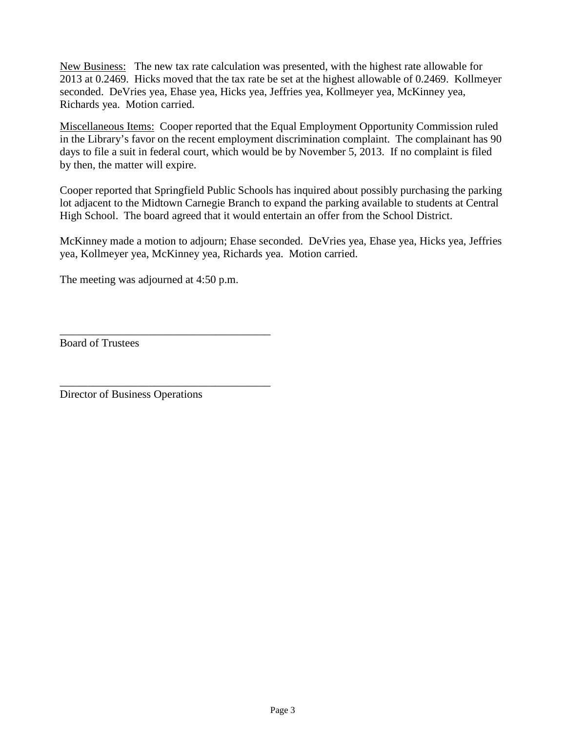New Business: The new tax rate calculation was presented, with the highest rate allowable for 2013 at 0.2469. Hicks moved that the tax rate be set at the highest allowable of 0.2469. Kollmeyer seconded. DeVries yea, Ehase yea, Hicks yea, Jeffries yea, Kollmeyer yea, McKinney yea, Richards yea. Motion carried.

Miscellaneous Items: Cooper reported that the Equal Employment Opportunity Commission ruled in the Library's favor on the recent employment discrimination complaint. The complainant has 90 days to file a suit in federal court, which would be by November 5, 2013. If no complaint is filed by then, the matter will expire.

Cooper reported that Springfield Public Schools has inquired about possibly purchasing the parking lot adjacent to the Midtown Carnegie Branch to expand the parking available to students at Central High School. The board agreed that it would entertain an offer from the School District.

McKinney made a motion to adjourn; Ehase seconded. DeVries yea, Ehase yea, Hicks yea, Jeffries yea, Kollmeyer yea, McKinney yea, Richards yea. Motion carried.

The meeting was adjourned at 4:50 p.m.

_______________________________________
Board of Trustees

_______________________________________
Director of Business Operations